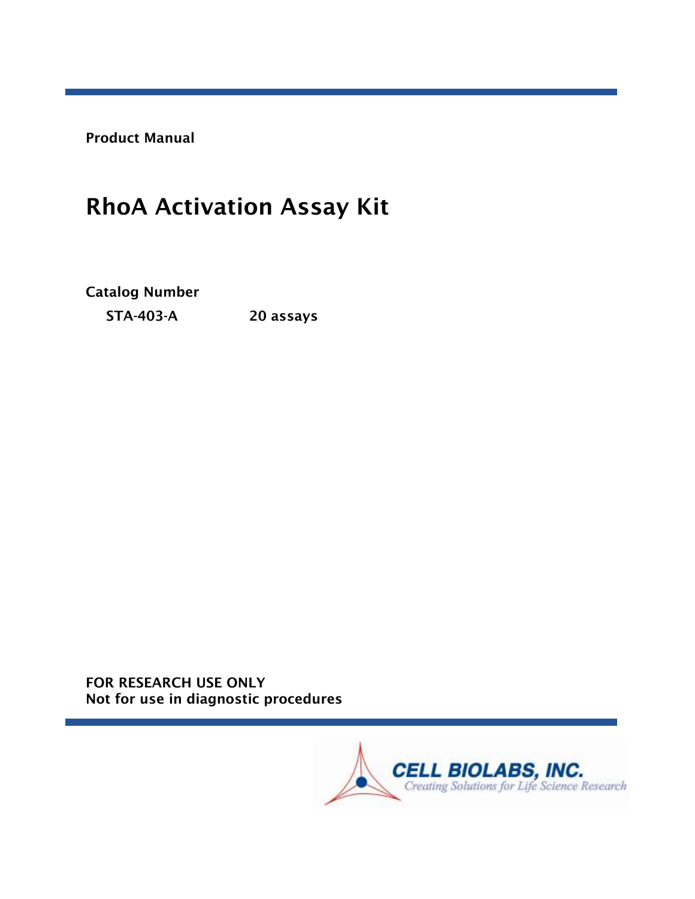**Product Manual**

# RhoA Activation Assay Kit

**Catalog Number**

| | |
|---|---|
| **STA-403-A** | **20 assays** |

**FOR RESEARCH USE ONLY**
**Not for use in diagnostic procedures**

**CELL BIOLABS, INC.**
*Creating Solutions for Life Science Research*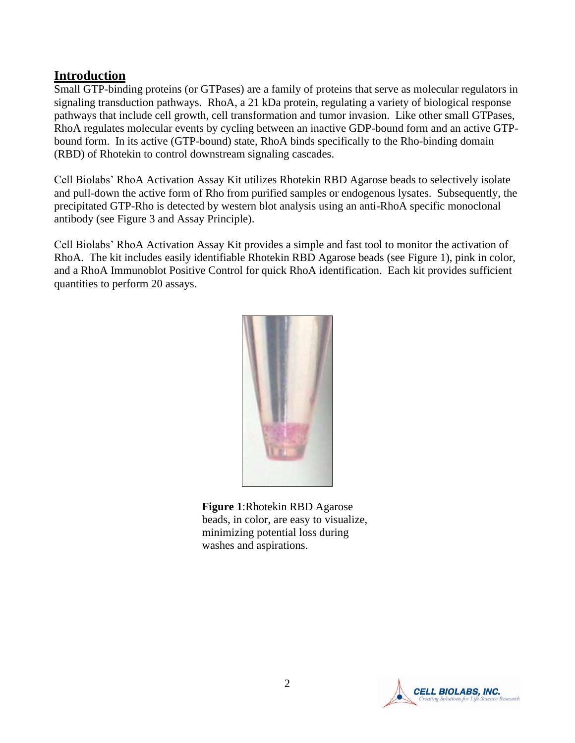## Introduction

Small GTP-binding proteins (or GTPases) are a family of proteins that serve as molecular regulators in signaling transduction pathways. RhoA, a 21 kDa protein, regulating a variety of biological response pathways that include cell growth, cell transformation and tumor invasion. Like other small GTPases, RhoA regulates molecular events by cycling between an inactive GDP-bound form and an active GTP-bound form. In its active (GTP-bound) state, RhoA binds specifically to the Rho-binding domain (RBD) of Rhotekin to control downstream signaling cascades.

Cell Biolabs' RhoA Activation Assay Kit utilizes Rhotekin RBD Agarose beads to selectively isolate and pull-down the active form of Rho from purified samples or endogenous lysates. Subsequently, the precipitated GTP-Rho is detected by western blot analysis using an anti-RhoA specific monoclonal antibody (see Figure 3 and Assay Principle).

Cell Biolabs' RhoA Activation Assay Kit provides a simple and fast tool to monitor the activation of RhoA. The kit includes easily identifiable Rhotekin RBD Agarose beads (see Figure 1), pink in color, and a RhoA Immunoblot Positive Control for quick RhoA identification. Each kit provides sufficient quantities to perform 20 assays.

**Figure 1**:Rhotekin RBD Agarose beads, in color, are easy to visualize, minimizing potential loss during washes and aspirations.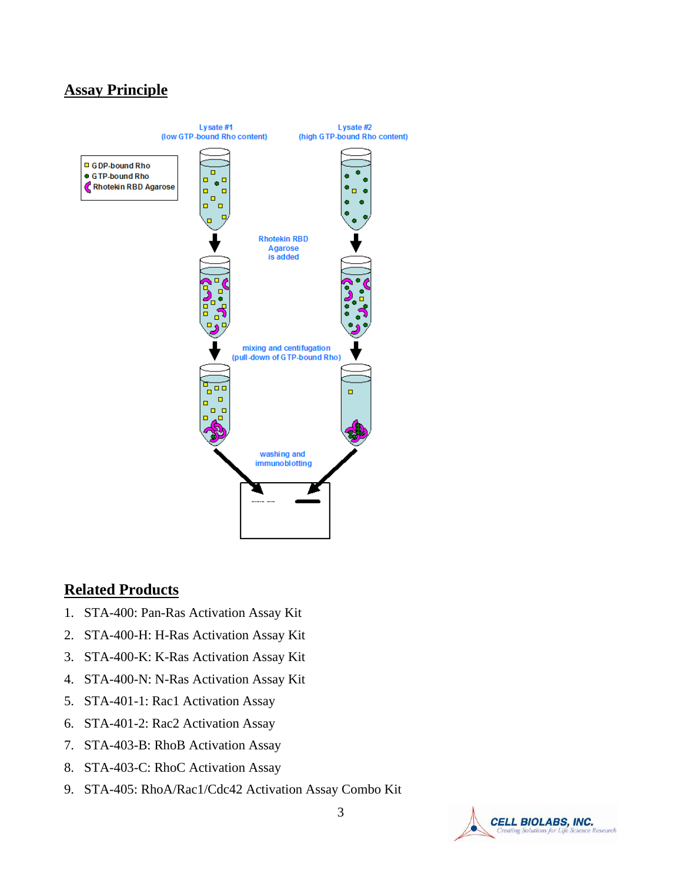## Assay Principle

## Related Products

1. STA-400: Pan-Ras Activation Assay Kit
2. STA-400-H: H-Ras Activation Assay Kit
3. STA-400-K: K-Ras Activation Assay Kit
4. STA-400-N: N-Ras Activation Assay Kit
5. STA-401-1: Rac1 Activation Assay
6. STA-401-2: Rac2 Activation Assay
7. STA-403-B: RhoB Activation Assay
8. STA-403-C: RhoC Activation Assay
9. STA-405: RhoA/Rac1/Cdc42 Activation Assay Combo Kit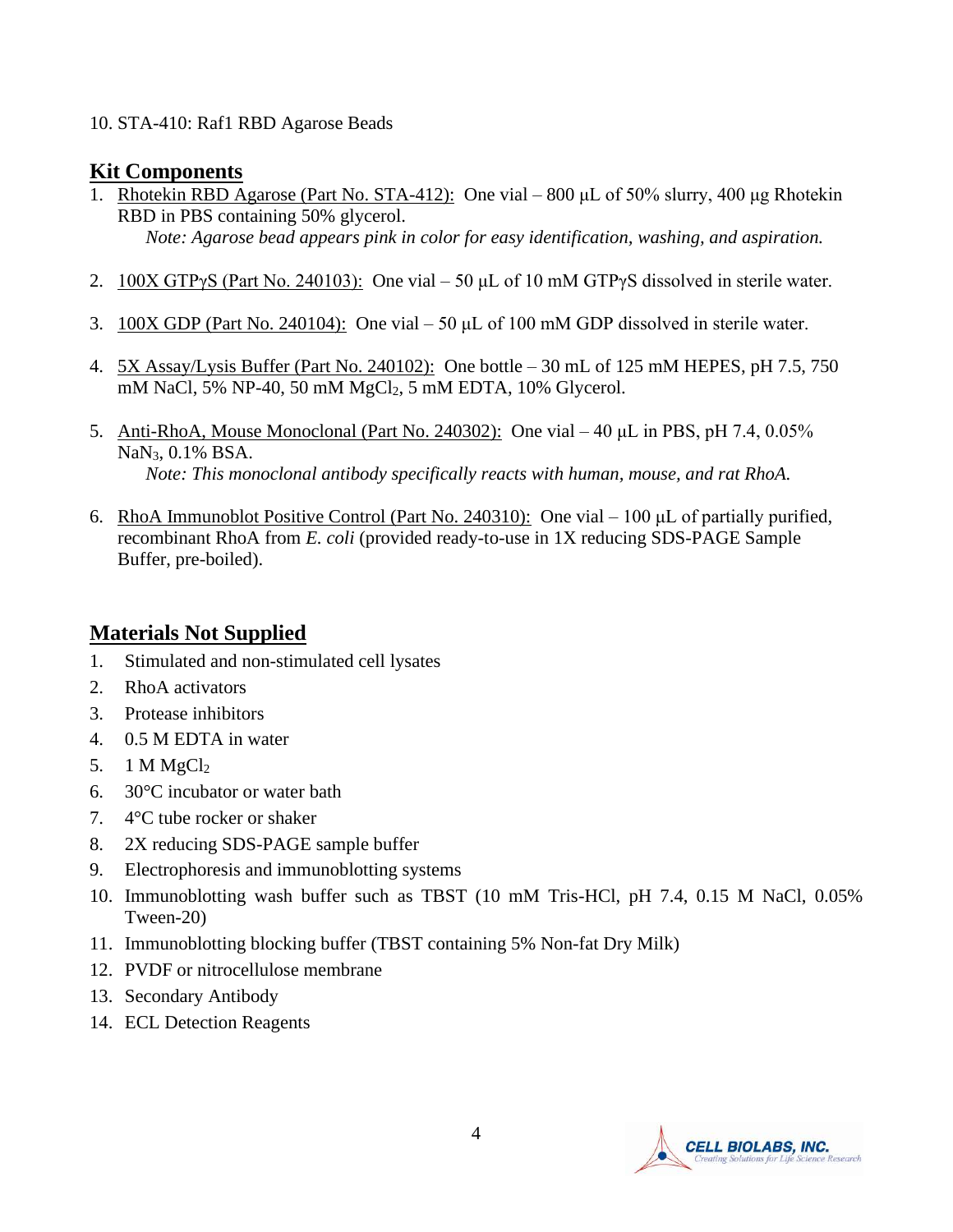10. STA-410: Raf1 RBD Agarose Beads

## Kit Components

1. Rhotekin RBD Agarose (Part No. STA-412): One vial – 800 µL of 50% slurry, 400 µg Rhotekin RBD in PBS containing 50% glycerol.
   *Note: Agarose bead appears pink in color for easy identification, washing, and aspiration.*

2. 100X GTPγS (Part No. 240103): One vial – 50 µL of 10 mM GTPγS dissolved in sterile water.

3. 100X GDP (Part No. 240104): One vial – 50 µL of 100 mM GDP dissolved in sterile water.

4. 5X Assay/Lysis Buffer (Part No. 240102): One bottle – 30 mL of 125 mM HEPES, pH 7.5, 750 mM NaCl, 5% NP-40, 50 mM $MgCl_2$, 5 mM EDTA, 10% Glycerol.

5. Anti-RhoA, Mouse Monoclonal (Part No. 240302): One vial – 40 µL in PBS, pH 7.4, 0.05% $NaN_3$, 0.1% BSA.
   *Note: This monoclonal antibody specifically reacts with human, mouse, and rat RhoA.*

6. RhoA Immunoblot Positive Control (Part No. 240310): One vial – 100 µL of partially purified, recombinant RhoA from *E. coli* (provided ready-to-use in 1X reducing SDS-PAGE Sample Buffer, pre-boiled).

## Materials Not Supplied

1. Stimulated and non-stimulated cell lysates
2. RhoA activators
3. Protease inhibitors
4. 0.5 M EDTA in water
5. 1 M $MgCl_2$
6. 30°C incubator or water bath
7. 4°C tube rocker or shaker
8. 2X reducing SDS-PAGE sample buffer
9. Electrophoresis and immunoblotting systems
10. Immunoblotting wash buffer such as TBST (10 mM Tris-HCl, pH 7.4, 0.15 M NaCl, 0.05% Tween-20)
11. Immunoblotting blocking buffer (TBST containing 5% Non-fat Dry Milk)
12. PVDF or nitrocellulose membrane
13. Secondary Antibody
14. ECL Detection Reagents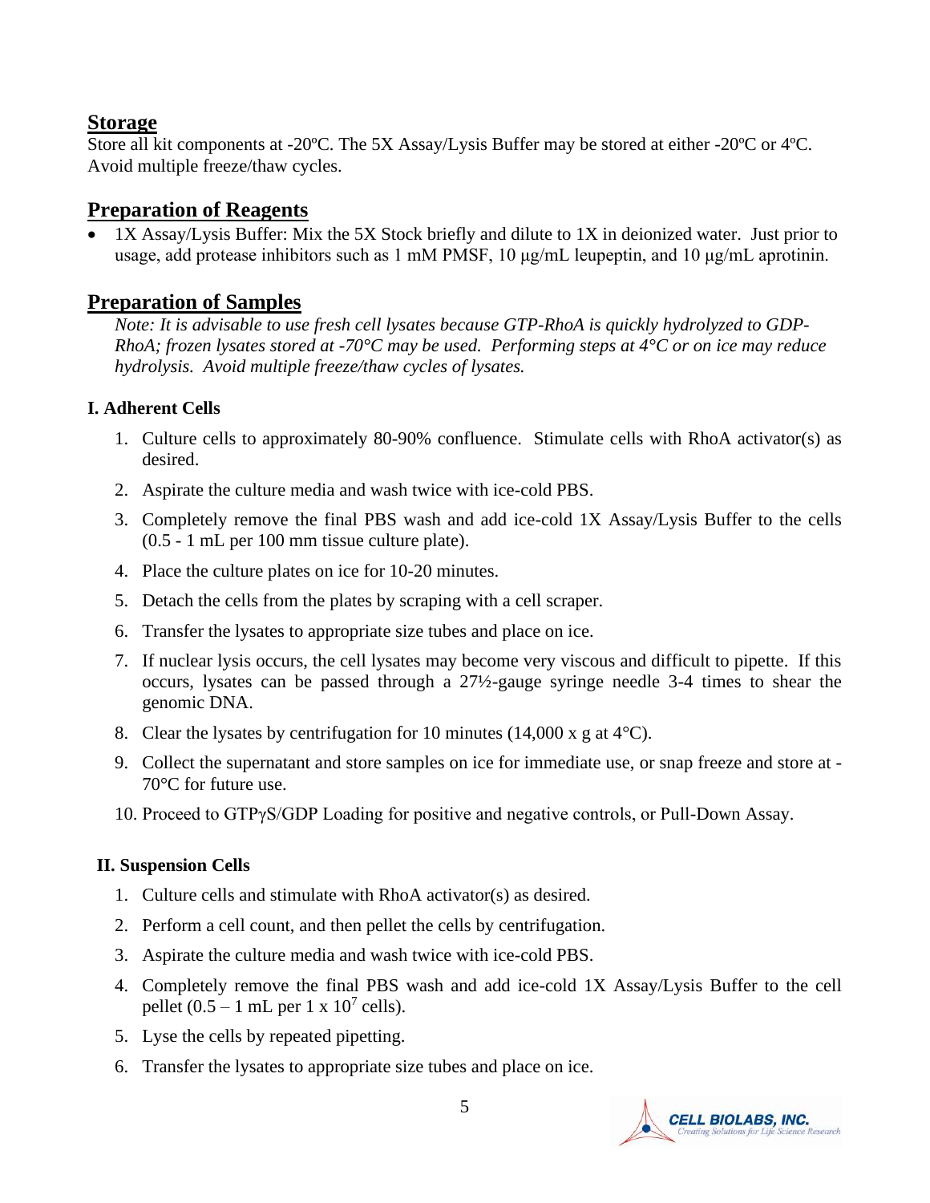## Storage

Store all kit components at -20ºC. The 5X Assay/Lysis Buffer may be stored at either -20ºC or 4ºC. Avoid multiple freeze/thaw cycles.

## Preparation of Reagents

- 1X Assay/Lysis Buffer: Mix the 5X Stock briefly and dilute to 1X in deionized water. Just prior to usage, add protease inhibitors such as 1 mM PMSF, 10 µg/mL leupeptin, and 10 µg/mL aprotinin.

## Preparation of Samples

*Note: It is advisable to use fresh cell lysates because GTP-RhoA is quickly hydrolyzed to GDP-RhoA; frozen lysates stored at -70°C may be used. Performing steps at 4°C or on ice may reduce hydrolysis. Avoid multiple freeze/thaw cycles of lysates.*

### I. Adherent Cells

1. Culture cells to approximately 80-90% confluence. Stimulate cells with RhoA activator(s) as desired.
2. Aspirate the culture media and wash twice with ice-cold PBS.
3. Completely remove the final PBS wash and add ice-cold 1X Assay/Lysis Buffer to the cells (0.5 - 1 mL per 100 mm tissue culture plate).
4. Place the culture plates on ice for 10-20 minutes.
5. Detach the cells from the plates by scraping with a cell scraper.
6. Transfer the lysates to appropriate size tubes and place on ice.
7. If nuclear lysis occurs, the cell lysates may become very viscous and difficult to pipette. If this occurs, lysates can be passed through a 27½-gauge syringe needle 3-4 times to shear the genomic DNA.
8. Clear the lysates by centrifugation for 10 minutes (14,000 x g at 4°C).
9. Collect the supernatant and store samples on ice for immediate use, or snap freeze and store at -70°C for future use.
10. Proceed to GTPγS/GDP Loading for positive and negative controls, or Pull-Down Assay.

### II. Suspension Cells

1. Culture cells and stimulate with RhoA activator(s) as desired.
2. Perform a cell count, and then pellet the cells by centrifugation.
3. Aspirate the culture media and wash twice with ice-cold PBS.
4. Completely remove the final PBS wash and add ice-cold 1X Assay/Lysis Buffer to the cell pellet (0.5 – 1 mL per 1 x $10^7$ cells).
5. Lyse the cells by repeated pipetting.
6. Transfer the lysates to appropriate size tubes and place on ice.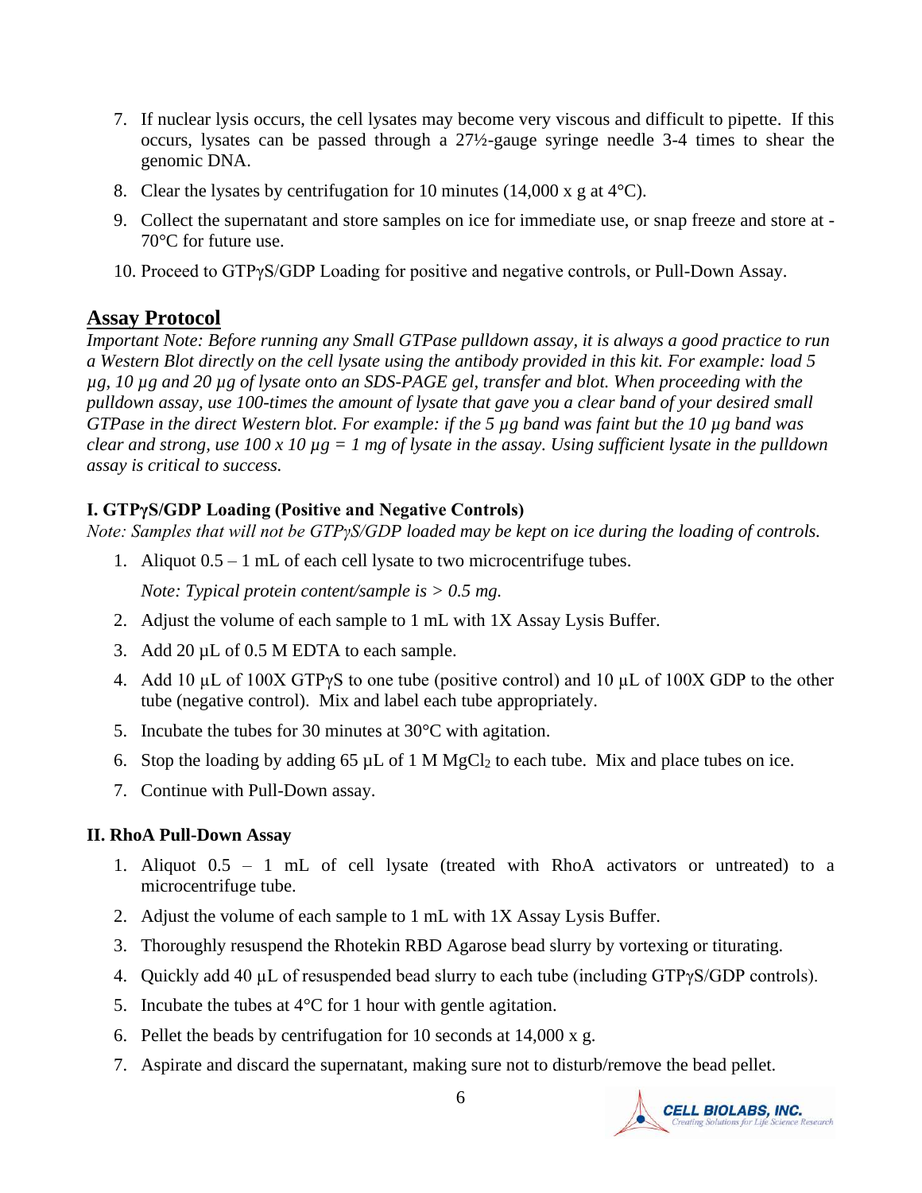7. If nuclear lysis occurs, the cell lysates may become very viscous and difficult to pipette. If this occurs, lysates can be passed through a 27½-gauge syringe needle 3-4 times to shear the genomic DNA.
8. Clear the lysates by centrifugation for 10 minutes (14,000 x g at 4°C).
9. Collect the supernatant and store samples on ice for immediate use, or snap freeze and store at -70°C for future use.
10. Proceed to GTPγS/GDP Loading for positive and negative controls, or Pull-Down Assay.

## Assay Protocol

*Important Note: Before running any Small GTPase pulldown assay, it is always a good practice to run a Western Blot directly on the cell lysate using the antibody provided in this kit. For example: load 5 µg, 10 µg and 20 µg of lysate onto an SDS-PAGE gel, transfer and blot. When proceeding with the pulldown assay, use 100-times the amount of lysate that gave you a clear band of your desired small GTPase in the direct Western blot. For example: if the 5 µg band was faint but the 10 µg band was clear and strong, use 100 x 10 µg = 1 mg of lysate in the assay. Using sufficient lysate in the pulldown assay is critical to success.*

### I. GTPγS/GDP Loading (Positive and Negative Controls)

*Note: Samples that will not be GTPγS/GDP loaded may be kept on ice during the loading of controls.*

1. Aliquot 0.5 – 1 mL of each cell lysate to two microcentrifuge tubes.

   *Note: Typical protein content/sample is > 0.5 mg.*

2. Adjust the volume of each sample to 1 mL with 1X Assay Lysis Buffer.
3. Add 20 µL of 0.5 M EDTA to each sample.
4. Add 10 µL of 100X GTPγS to one tube (positive control) and 10 µL of 100X GDP to the other tube (negative control). Mix and label each tube appropriately.
5. Incubate the tubes for 30 minutes at 30°C with agitation.
6. Stop the loading by adding 65 µL of 1 M $MgCl_2$ to each tube. Mix and place tubes on ice.
7. Continue with Pull-Down assay.

### II. RhoA Pull-Down Assay

1. Aliquot 0.5 – 1 mL of cell lysate (treated with RhoA activators or untreated) to a microcentrifuge tube.
2. Adjust the volume of each sample to 1 mL with 1X Assay Lysis Buffer.
3. Thoroughly resuspend the Rhotekin RBD Agarose bead slurry by vortexing or titurating.
4. Quickly add 40 µL of resuspended bead slurry to each tube (including GTPγS/GDP controls).
5. Incubate the tubes at 4°C for 1 hour with gentle agitation.
6. Pellet the beads by centrifugation for 10 seconds at 14,000 x g.
7. Aspirate and discard the supernatant, making sure not to disturb/remove the bead pellet.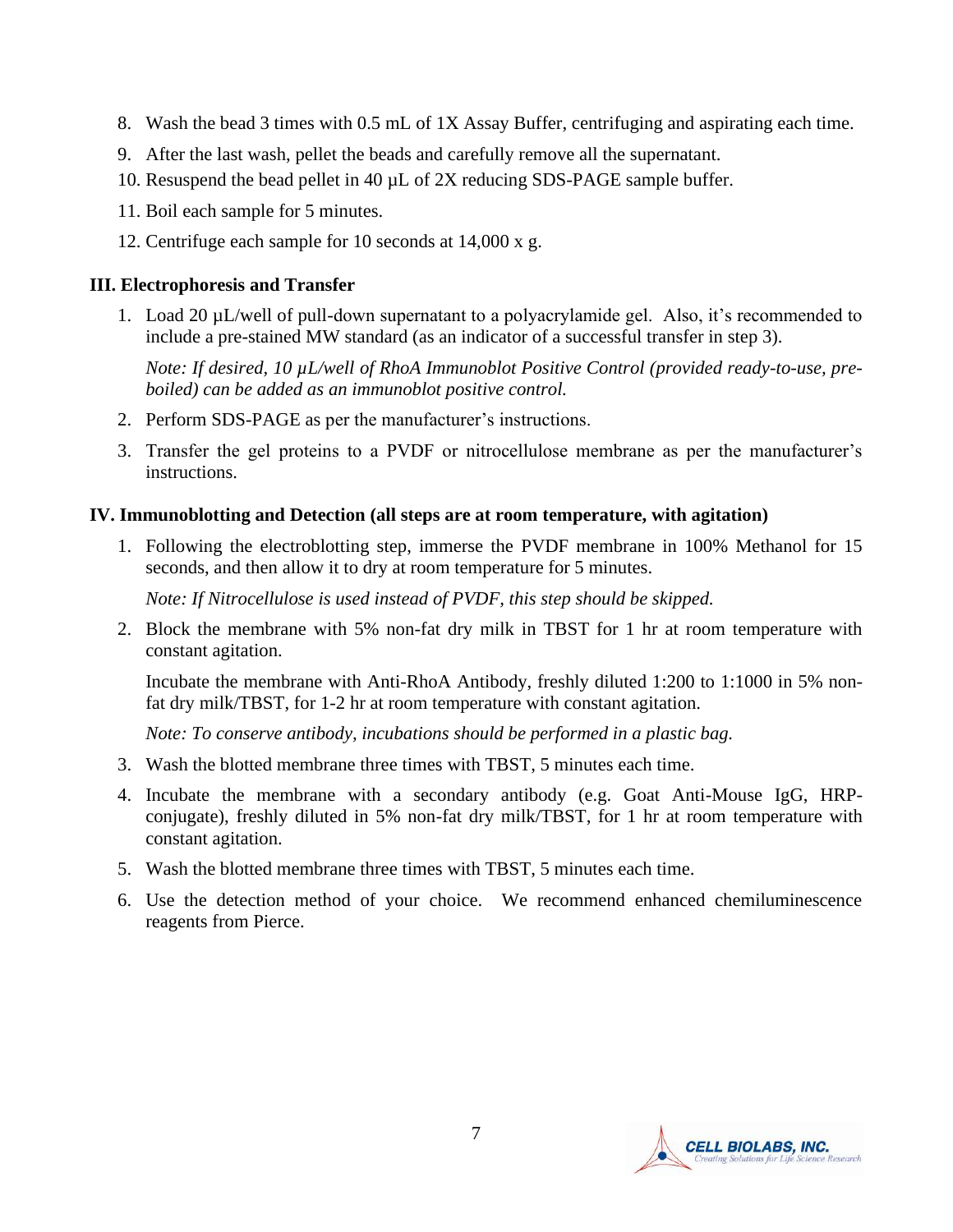8. Wash the bead 3 times with 0.5 mL of 1X Assay Buffer, centrifuging and aspirating each time.
9. After the last wash, pellet the beads and carefully remove all the supernatant.
10. Resuspend the bead pellet in 40 µL of 2X reducing SDS-PAGE sample buffer.
11. Boil each sample for 5 minutes.
12. Centrifuge each sample for 10 seconds at 14,000 x g.

### III. Electrophoresis and Transfer

1. Load 20 µL/well of pull-down supernatant to a polyacrylamide gel. Also, it's recommended to include a pre-stained MW standard (as an indicator of a successful transfer in step 3).

   *Note: If desired, 10 µL/well of RhoA Immunoblot Positive Control (provided ready-to-use, pre-boiled) can be added as an immunoblot positive control.*

2. Perform SDS-PAGE as per the manufacturer's instructions.
3. Transfer the gel proteins to a PVDF or nitrocellulose membrane as per the manufacturer's instructions.

### IV. Immunoblotting and Detection (all steps are at room temperature, with agitation)

1. Following the electroblotting step, immerse the PVDF membrane in 100% Methanol for 15 seconds, and then allow it to dry at room temperature for 5 minutes.

   *Note: If Nitrocellulose is used instead of PVDF, this step should be skipped.*

2. Block the membrane with 5% non-fat dry milk in TBST for 1 hr at room temperature with constant agitation.

   Incubate the membrane with Anti-RhoA Antibody, freshly diluted 1:200 to 1:1000 in 5% non-fat dry milk/TBST, for 1-2 hr at room temperature with constant agitation.

   *Note: To conserve antibody, incubations should be performed in a plastic bag.*

3. Wash the blotted membrane three times with TBST, 5 minutes each time.
4. Incubate the membrane with a secondary antibody (e.g. Goat Anti-Mouse IgG, HRP-conjugate), freshly diluted in 5% non-fat dry milk/TBST, for 1 hr at room temperature with constant agitation.
5. Wash the blotted membrane three times with TBST, 5 minutes each time.
6. Use the detection method of your choice. We recommend enhanced chemiluminescence reagents from Pierce.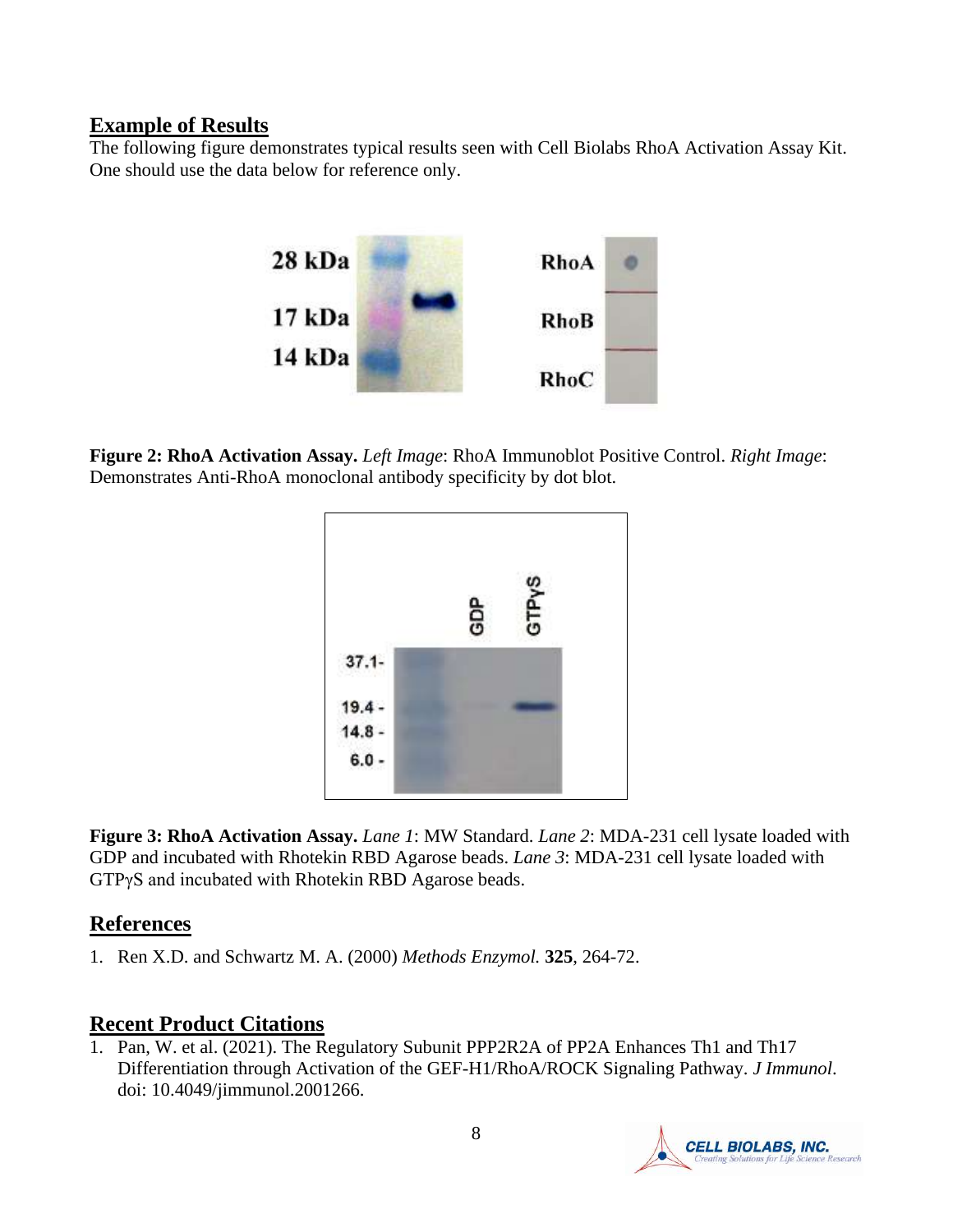## Example of Results

The following figure demonstrates typical results seen with Cell Biolabs RhoA Activation Assay Kit. One should use the data below for reference only.

**Figure 2: RhoA Activation Assay.** *Left Image*: RhoA Immunoblot Positive Control. *Right Image*: Demonstrates Anti-RhoA monoclonal antibody specificity by dot blot.

**Figure 3: RhoA Activation Assay.** *Lane 1*: MW Standard. *Lane 2*: MDA-231 cell lysate loaded with GDP and incubated with Rhotekin RBD Agarose beads. *Lane 3*: MDA-231 cell lysate loaded with GTPγS and incubated with Rhotekin RBD Agarose beads.

## References

1. Ren X.D. and Schwartz M. A. (2000) *Methods Enzymol.* **325**, 264-72.

## Recent Product Citations

1. Pan, W. et al. (2021). The Regulatory Subunit PPP2R2A of PP2A Enhances Th1 and Th17 Differentiation through Activation of the GEF-H1/RhoA/ROCK Signaling Pathway. *J Immunol*. doi: 10.4049/jimmunol.2001266.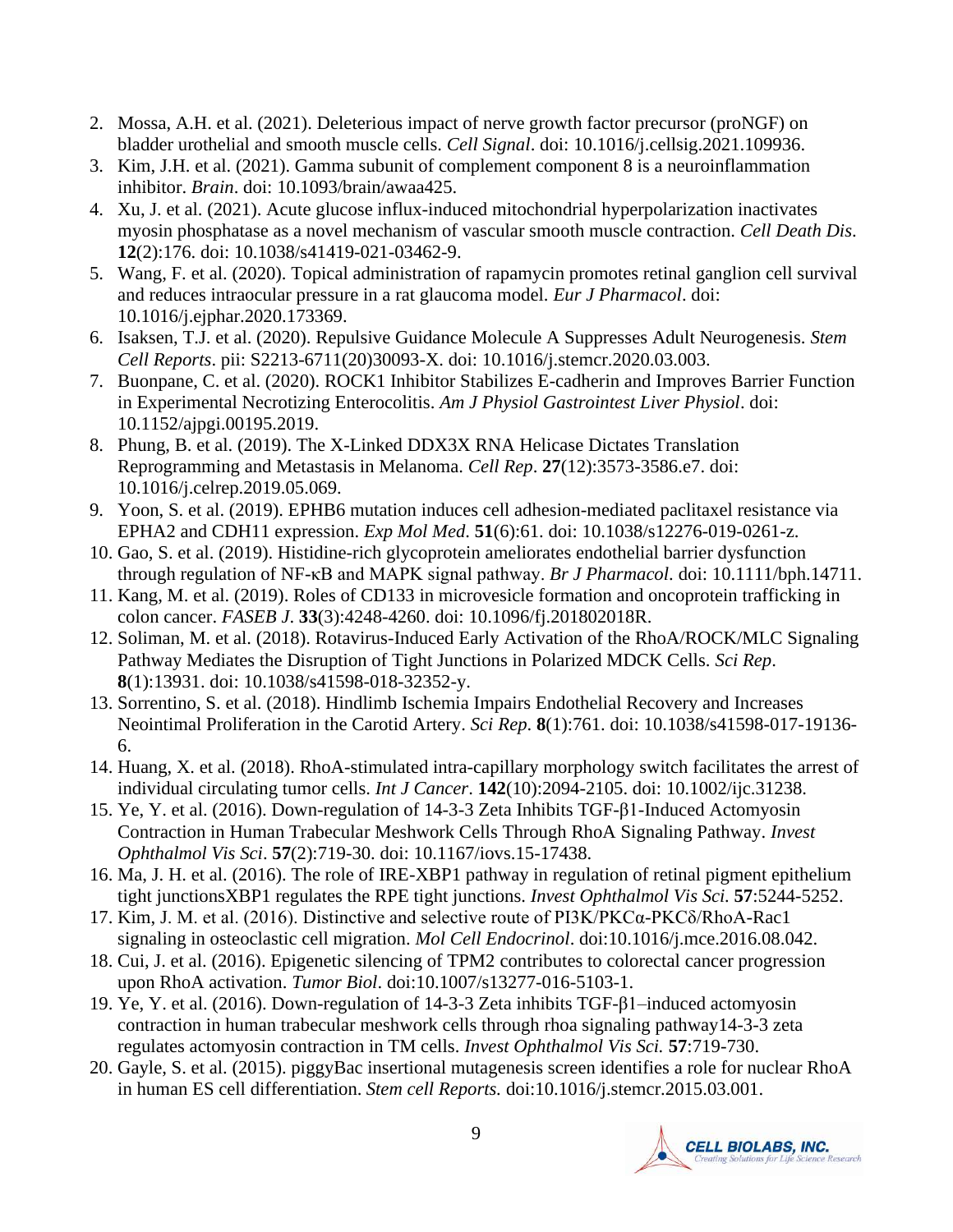2. Mossa, A.H. et al. (2021). Deleterious impact of nerve growth factor precursor (proNGF) on bladder urothelial and smooth muscle cells. *Cell Signal*. doi: 10.1016/j.cellsig.2021.109936.
3. Kim, J.H. et al. (2021). Gamma subunit of complement component 8 is a neuroinflammation inhibitor. *Brain*. doi: 10.1093/brain/awaa425.
4. Xu, J. et al. (2021). Acute glucose influx-induced mitochondrial hyperpolarization inactivates myosin phosphatase as a novel mechanism of vascular smooth muscle contraction. *Cell Death Dis*. **12**(2):176. doi: 10.1038/s41419-021-03462-9.
5. Wang, F. et al. (2020). Topical administration of rapamycin promotes retinal ganglion cell survival and reduces intraocular pressure in a rat glaucoma model. *Eur J Pharmacol*. doi: 10.1016/j.ejphar.2020.173369.
6. Isaksen, T.J. et al. (2020). Repulsive Guidance Molecule A Suppresses Adult Neurogenesis. *Stem Cell Reports*. pii: S2213-6711(20)30093-X. doi: 10.1016/j.stemcr.2020.03.003.
7. Buonpane, C. et al. (2020). ROCK1 Inhibitor Stabilizes E-cadherin and Improves Barrier Function in Experimental Necrotizing Enterocolitis. *Am J Physiol Gastrointest Liver Physiol*. doi: 10.1152/ajpgi.00195.2019.
8. Phung, B. et al. (2019). The X-Linked DDX3X RNA Helicase Dictates Translation Reprogramming and Metastasis in Melanoma. *Cell Rep*. **27**(12):3573-3586.e7. doi: 10.1016/j.celrep.2019.05.069.
9. Yoon, S. et al. (2019). EPHB6 mutation induces cell adhesion-mediated paclitaxel resistance via EPHA2 and CDH11 expression. *Exp Mol Med*. **51**(6):61. doi: 10.1038/s12276-019-0261-z.
10. Gao, S. et al. (2019). Histidine-rich glycoprotein ameliorates endothelial barrier dysfunction through regulation of NF-κB and MAPK signal pathway. *Br J Pharmacol*. doi: 10.1111/bph.14711.
11. Kang, M. et al. (2019). Roles of CD133 in microvesicle formation and oncoprotein trafficking in colon cancer. *FASEB J*. **33**(3):4248-4260. doi: 10.1096/fj.201802018R.
12. Soliman, M. et al. (2018). Rotavirus-Induced Early Activation of the RhoA/ROCK/MLC Signaling Pathway Mediates the Disruption of Tight Junctions in Polarized MDCK Cells. *Sci Rep*. **8**(1):13931. doi: 10.1038/s41598-018-32352-y.
13. Sorrentino, S. et al. (2018). Hindlimb Ischemia Impairs Endothelial Recovery and Increases Neointimal Proliferation in the Carotid Artery. *Sci Rep*. **8**(1):761. doi: 10.1038/s41598-017-19136-6.
14. Huang, X. et al. (2018). RhoA-stimulated intra-capillary morphology switch facilitates the arrest of individual circulating tumor cells. *Int J Cancer*. **142**(10):2094-2105. doi: 10.1002/ijc.31238.
15. Ye, Y. et al. (2016). Down-regulation of 14-3-3 Zeta Inhibits TGF-β1-Induced Actomyosin Contraction in Human Trabecular Meshwork Cells Through RhoA Signaling Pathway. *Invest Ophthalmol Vis Sci*. **57**(2):719-30. doi: 10.1167/iovs.15-17438.
16. Ma, J. H. et al. (2016). The role of IRE-XBP1 pathway in regulation of retinal pigment epithelium tight junctionsXBP1 regulates the RPE tight junctions. *Invest Ophthalmol Vis Sci*. **57**:5244-5252.
17. Kim, J. M. et al. (2016). Distinctive and selective route of PI3K/PKCα-PKCδ/RhoA-Rac1 signaling in osteoclastic cell migration. *Mol Cell Endocrinol*. doi:10.1016/j.mce.2016.08.042.
18. Cui, J. et al. (2016). Epigenetic silencing of TPM2 contributes to colorectal cancer progression upon RhoA activation. *Tumor Biol*. doi:10.1007/s13277-016-5103-1.
19. Ye, Y. et al. (2016). Down-regulation of 14-3-3 Zeta inhibits TGF-β1–induced actomyosin contraction in human trabecular meshwork cells through rhoa signaling pathway14-3-3 zeta regulates actomyosin contraction in TM cells. *Invest Ophthalmol Vis Sci.* **57**:719-730.
20. Gayle, S. et al. (2015). piggyBac insertional mutagenesis screen identifies a role for nuclear RhoA in human ES cell differentiation. *Stem cell Reports.* doi:10.1016/j.stemcr.2015.03.001.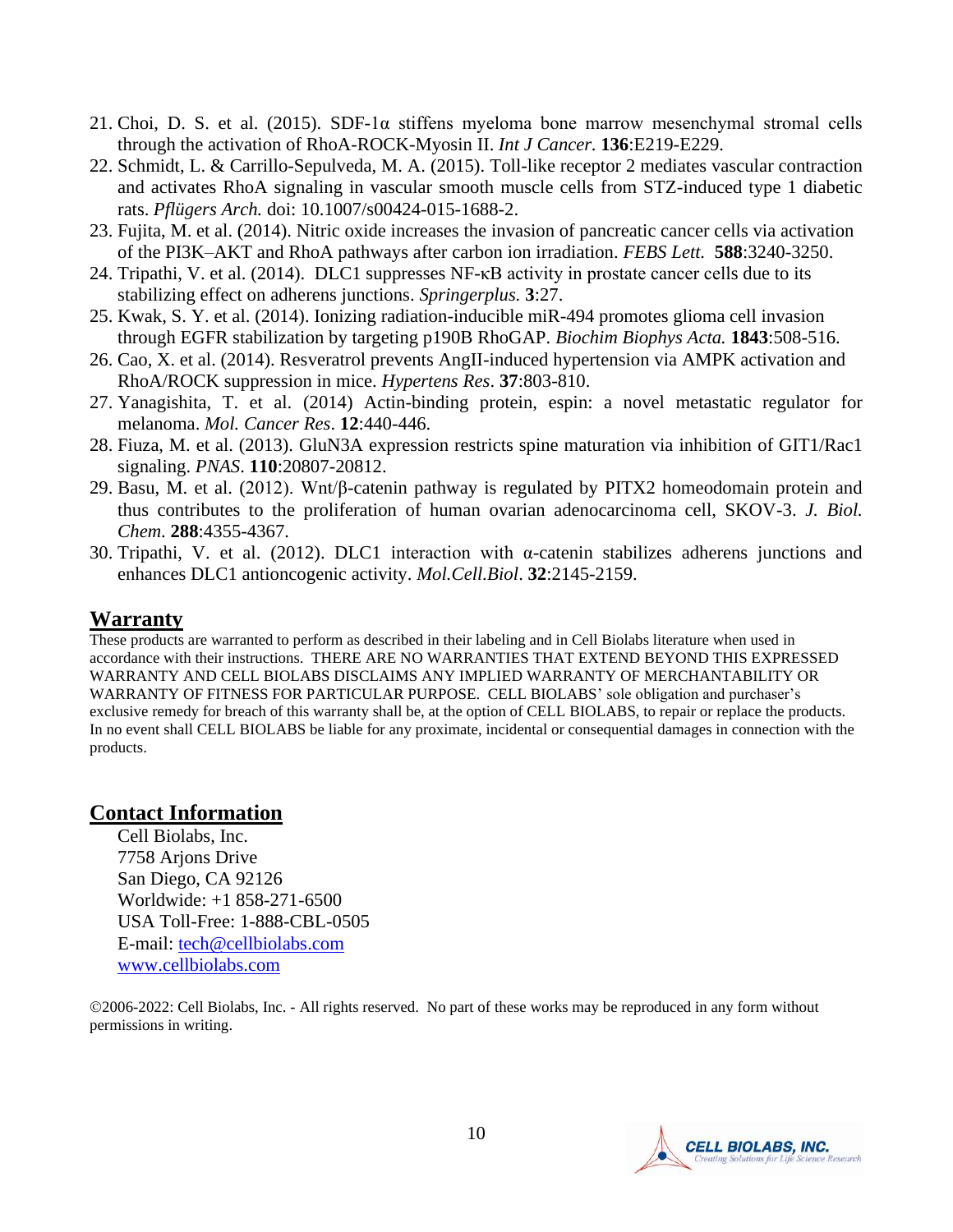21. Choi, D. S. et al. (2015). SDF-1α stiffens myeloma bone marrow mesenchymal stromal cells through the activation of RhoA-ROCK-Myosin II. *Int J Cancer.* **136**:E219-E229.
22. Schmidt, L. & Carrillo-Sepulveda, M. A. (2015). Toll-like receptor 2 mediates vascular contraction and activates RhoA signaling in vascular smooth muscle cells from STZ-induced type 1 diabetic rats. *Pflügers Arch.* doi: 10.1007/s00424-015-1688-2.
23. Fujita, M. et al. (2014). Nitric oxide increases the invasion of pancreatic cancer cells via activation of the PI3K–AKT and RhoA pathways after carbon ion irradiation. *FEBS Lett.* **588**:3240-3250.
24. Tripathi, V. et al. (2014). DLC1 suppresses NF-κB activity in prostate cancer cells due to its stabilizing effect on adherens junctions. *Springerplus.* **3**:27.
25. Kwak, S. Y. et al. (2014). Ionizing radiation-inducible miR-494 promotes glioma cell invasion through EGFR stabilization by targeting p190B RhoGAP. *Biochim Biophys Acta.* **1843**:508-516.
26. Cao, X. et al. (2014). Resveratrol prevents AngII-induced hypertension via AMPK activation and RhoA/ROCK suppression in mice. *Hypertens Res*. **37**:803-810.
27. Yanagishita, T. et al. (2014) Actin-binding protein, espin: a novel metastatic regulator for melanoma. *Mol. Cancer Res*. **12**:440-446.
28. Fiuza, M. et al. (2013). GluN3A expression restricts spine maturation via inhibition of GIT1/Rac1 signaling. *PNAS*. **110**:20807-20812.
29. Basu, M. et al. (2012). Wnt/β-catenin pathway is regulated by PITX2 homeodomain protein and thus contributes to the proliferation of human ovarian adenocarcinoma cell, SKOV-3. *J. Biol. Chem*. **288**:4355-4367.
30. Tripathi, V. et al. (2012). DLC1 interaction with α-catenin stabilizes adherens junctions and enhances DLC1 antioncogenic activity. *Mol.Cell.Biol*. **32**:2145-2159.

## Warranty

These products are warranted to perform as described in their labeling and in Cell Biolabs literature when used in accordance with their instructions. THERE ARE NO WARRANTIES THAT EXTEND BEYOND THIS EXPRESSED WARRANTY AND CELL BIOLABS DISCLAIMS ANY IMPLIED WARRANTY OF MERCHANTABILITY OR WARRANTY OF FITNESS FOR PARTICULAR PURPOSE. CELL BIOLABS' sole obligation and purchaser's exclusive remedy for breach of this warranty shall be, at the option of CELL BIOLABS, to repair or replace the products. In no event shall CELL BIOLABS be liable for any proximate, incidental or consequential damages in connection with the products.

## Contact Information

Cell Biolabs, Inc.
7758 Arjons Drive
San Diego, CA 92126
Worldwide: +1 858-271-6500
USA Toll-Free: 1-888-CBL-0505
E-mail: tech@cellbiolabs.com
www.cellbiolabs.com

©2006-2022: Cell Biolabs, Inc. - All rights reserved. No part of these works may be reproduced in any form without permissions in writing.